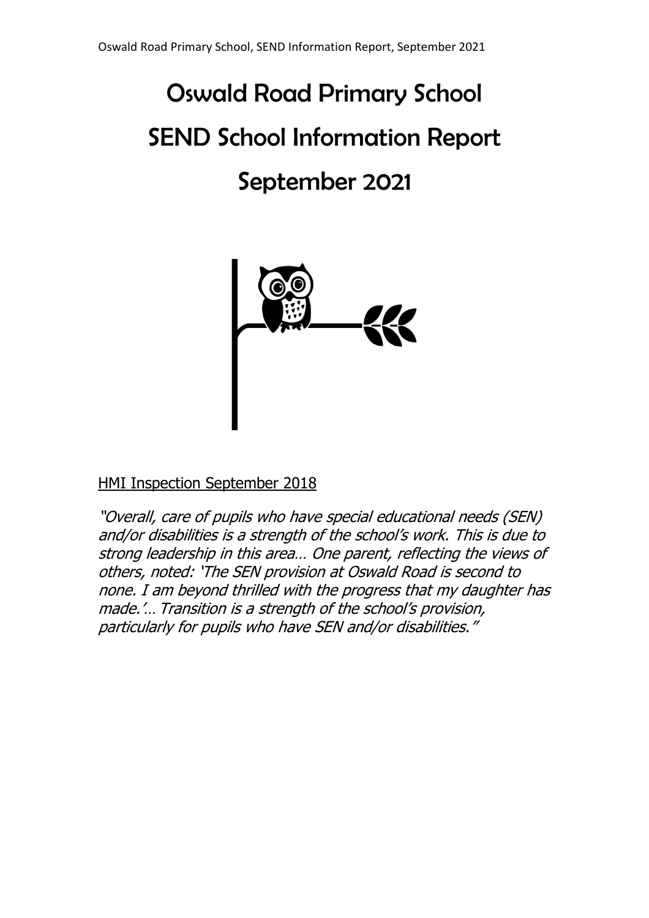# Oswald Road Primary School

# SEND School Information Report

# September 2021

HMI Inspection September 2018

*"Overall, care of pupils who have special educational needs (SEN) and/or disabilities is a strength of the school's work. This is due to strong leadership in this area… One parent, reflecting the views of others, noted: 'The SEN provision at Oswald Road is second to none. I am beyond thrilled with the progress that my daughter has made.'… Transition is a strength of the school's provision, particularly for pupils who have SEN and/or disabilities."*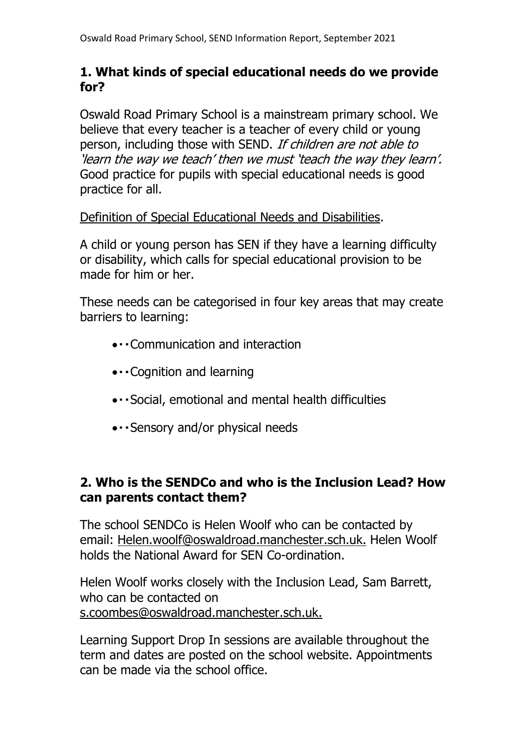## 1. What kinds of special educational needs do we provide for?

Oswald Road Primary School is a mainstream primary school. We believe that every teacher is a teacher of every child or young person, including those with SEND. *If children are not able to 'learn the way we teach' then we must 'teach the way they learn'.* Good practice for pupils with special educational needs is good practice for all.

Definition of Special Educational Needs and Disabilities.

A child or young person has SEN if they have a learning difficulty or disability, which calls for special educational provision to be made for him or her.

These needs can be categorised in four key areas that may create barriers to learning:

- Communication and interaction
- Cognition and learning
- Social, emotional and mental health difficulties
- Sensory and/or physical needs

## 2. Who is the SENDCo and who is the Inclusion Lead? How can parents contact them?

The school SENDCo is Helen Woolf who can be contacted by email: Helen.woolf@oswaldroad.manchester.sch.uk. Helen Woolf holds the National Award for SEN Co-ordination.

Helen Woolf works closely with the Inclusion Lead, Sam Barrett, who can be contacted on s.coombes@oswaldroad.manchester.sch.uk.

Learning Support Drop In sessions are available throughout the term and dates are posted on the school website. Appointments can be made via the school office.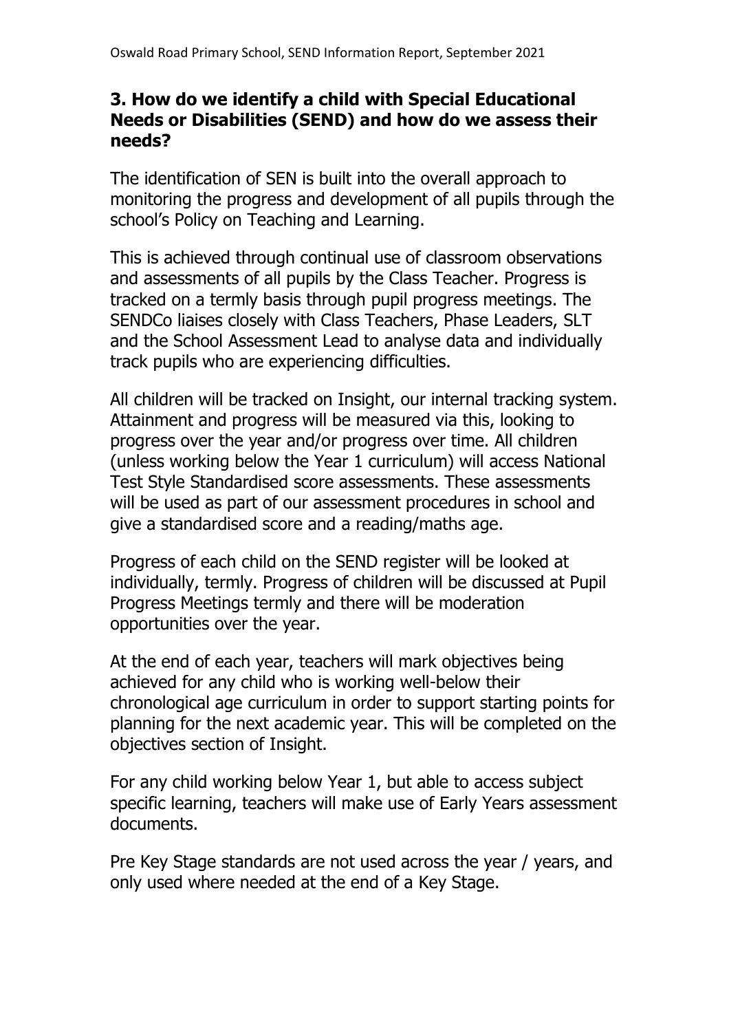## 3. How do we identify a child with Special Educational Needs or Disabilities (SEND) and how do we assess their needs?

The identification of SEN is built into the overall approach to monitoring the progress and development of all pupils through the school's Policy on Teaching and Learning.

This is achieved through continual use of classroom observations and assessments of all pupils by the Class Teacher. Progress is tracked on a termly basis through pupil progress meetings. The SENDCo liaises closely with Class Teachers, Phase Leaders, SLT and the School Assessment Lead to analyse data and individually track pupils who are experiencing difficulties.

All children will be tracked on Insight, our internal tracking system. Attainment and progress will be measured via this, looking to progress over the year and/or progress over time. All children (unless working below the Year 1 curriculum) will access National Test Style Standardised score assessments. These assessments will be used as part of our assessment procedures in school and give a standardised score and a reading/maths age.

Progress of each child on the SEND register will be looked at individually, termly. Progress of children will be discussed at Pupil Progress Meetings termly and there will be moderation opportunities over the year.

At the end of each year, teachers will mark objectives being achieved for any child who is working well-below their chronological age curriculum in order to support starting points for planning for the next academic year. This will be completed on the objectives section of Insight.

For any child working below Year 1, but able to access subject specific learning, teachers will make use of Early Years assessment documents.

Pre Key Stage standards are not used across the year / years, and only used where needed at the end of a Key Stage.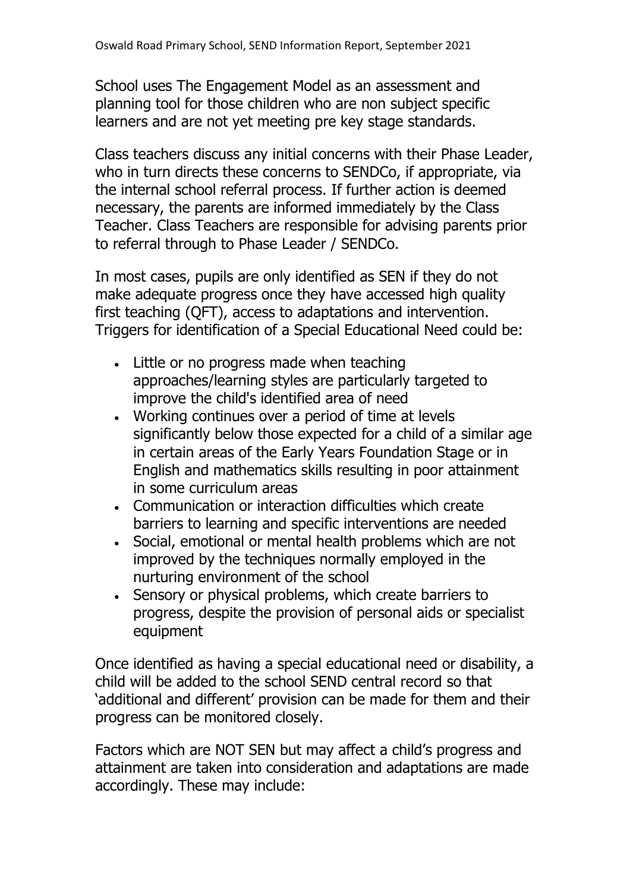School uses The Engagement Model as an assessment and planning tool for those children who are non subject specific learners and are not yet meeting pre key stage standards.

Class teachers discuss any initial concerns with their Phase Leader, who in turn directs these concerns to SENDCo, if appropriate, via the internal school referral process. If further action is deemed necessary, the parents are informed immediately by the Class Teacher. Class Teachers are responsible for advising parents prior to referral through to Phase Leader / SENDCo.

In most cases, pupils are only identified as SEN if they do not make adequate progress once they have accessed high quality first teaching (QFT), access to adaptations and intervention. Triggers for identification of a Special Educational Need could be:

- Little or no progress made when teaching approaches/learning styles are particularly targeted to improve the child's identified area of need
- Working continues over a period of time at levels significantly below those expected for a child of a similar age in certain areas of the Early Years Foundation Stage or in English and mathematics skills resulting in poor attainment in some curriculum areas
- Communication or interaction difficulties which create barriers to learning and specific interventions are needed
- Social, emotional or mental health problems which are not improved by the techniques normally employed in the nurturing environment of the school
- Sensory or physical problems, which create barriers to progress, despite the provision of personal aids or specialist equipment

Once identified as having a special educational need or disability, a child will be added to the school SEND central record so that 'additional and different' provision can be made for them and their progress can be monitored closely.

Factors which are NOT SEN but may affect a child's progress and attainment are taken into consideration and adaptations are made accordingly. These may include: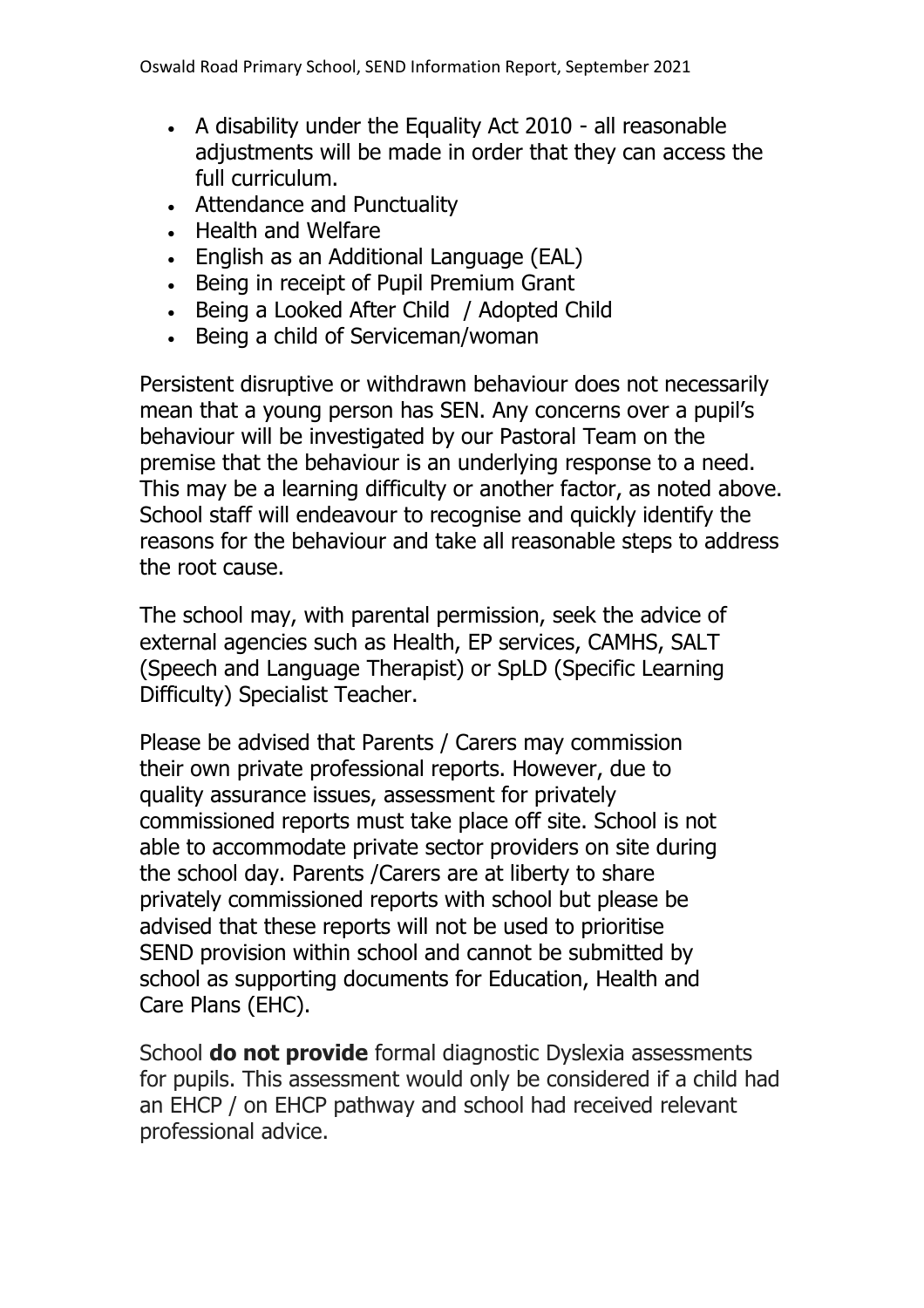- A disability under the Equality Act 2010 - all reasonable adjustments will be made in order that they can access the full curriculum.
- Attendance and Punctuality
- Health and Welfare
- English as an Additional Language (EAL)
- Being in receipt of Pupil Premium Grant
- Being a Looked After Child / Adopted Child
- Being a child of Serviceman/woman

Persistent disruptive or withdrawn behaviour does not necessarily mean that a young person has SEN. Any concerns over a pupil's behaviour will be investigated by our Pastoral Team on the premise that the behaviour is an underlying response to a need. This may be a learning difficulty or another factor, as noted above. School staff will endeavour to recognise and quickly identify the reasons for the behaviour and take all reasonable steps to address the root cause.

The school may, with parental permission, seek the advice of external agencies such as Health, EP services, CAMHS, SALT (Speech and Language Therapist) or SpLD (Specific Learning Difficulty) Specialist Teacher.

Please be advised that Parents / Carers may commission their own private professional reports. However, due to quality assurance issues, assessment for privately commissioned reports must take place off site. School is not able to accommodate private sector providers on site during the school day. Parents /Carers are at liberty to share privately commissioned reports with school but please be advised that these reports will not be used to prioritise SEND provision within school and cannot be submitted by school as supporting documents for Education, Health and Care Plans (EHC).

School **do not provide** formal diagnostic Dyslexia assessments for pupils. This assessment would only be considered if a child had an EHCP / on EHCP pathway and school had received relevant professional advice.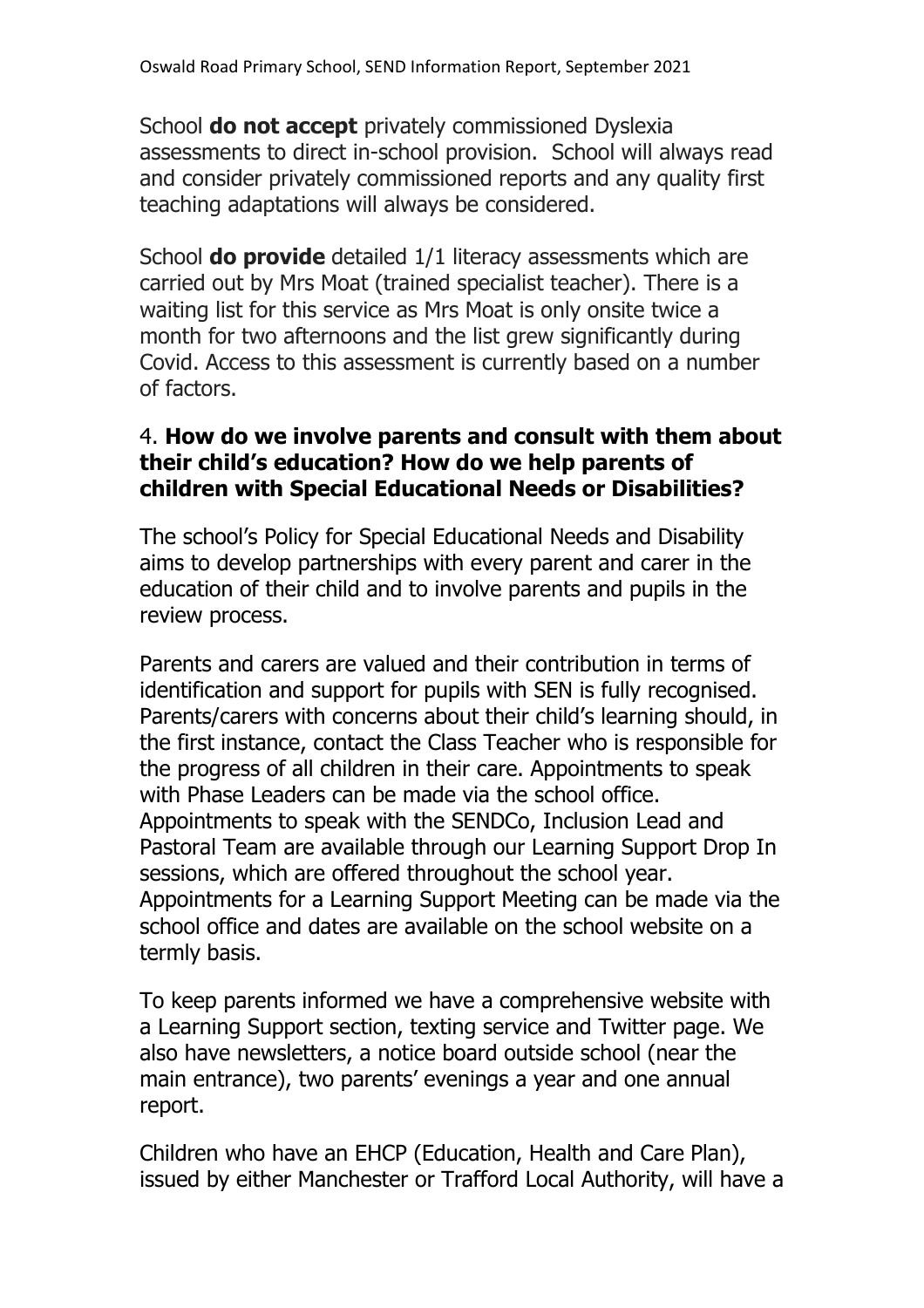School **do not accept** privately commissioned Dyslexia assessments to direct in-school provision. School will always read and consider privately commissioned reports and any quality first teaching adaptations will always be considered.

School **do provide** detailed 1/1 literacy assessments which are carried out by Mrs Moat (trained specialist teacher). There is a waiting list for this service as Mrs Moat is only onsite twice a month for two afternoons and the list grew significantly during Covid. Access to this assessment is currently based on a number of factors.

### 4. How do we involve parents and consult with them about their child's education? How do we help parents of children with Special Educational Needs or Disabilities?

The school's Policy for Special Educational Needs and Disability aims to develop partnerships with every parent and carer in the education of their child and to involve parents and pupils in the review process.

Parents and carers are valued and their contribution in terms of identification and support for pupils with SEN is fully recognised. Parents/carers with concerns about their child's learning should, in the first instance, contact the Class Teacher who is responsible for the progress of all children in their care. Appointments to speak with Phase Leaders can be made via the school office. Appointments to speak with the SENDCo, Inclusion Lead and Pastoral Team are available through our Learning Support Drop In sessions, which are offered throughout the school year. Appointments for a Learning Support Meeting can be made via the school office and dates are available on the school website on a termly basis.

To keep parents informed we have a comprehensive website with a Learning Support section, texting service and Twitter page. We also have newsletters, a notice board outside school (near the main entrance), two parents' evenings a year and one annual report.

Children who have an EHCP (Education, Health and Care Plan), issued by either Manchester or Trafford Local Authority, will have a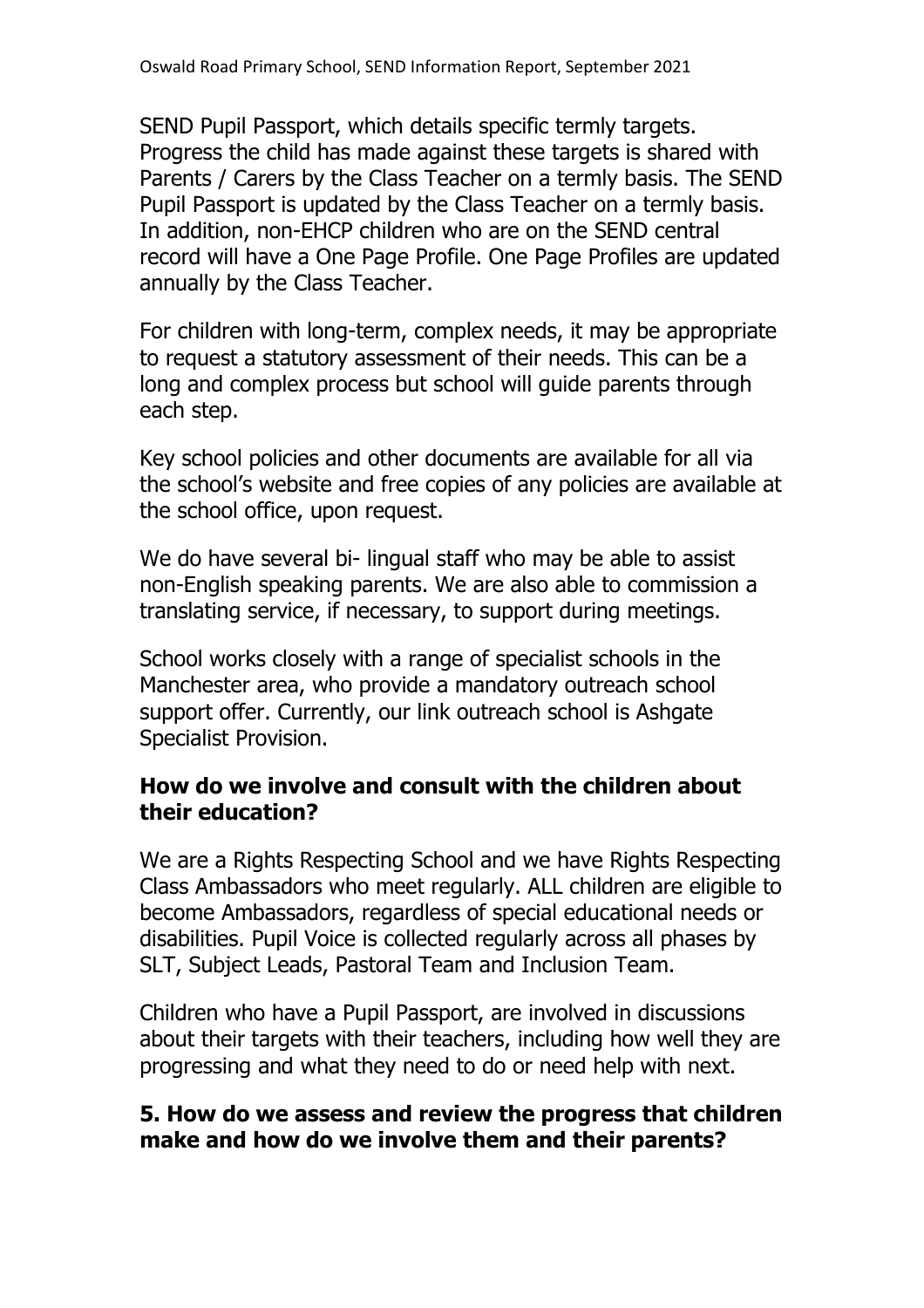SEND Pupil Passport, which details specific termly targets. Progress the child has made against these targets is shared with Parents / Carers by the Class Teacher on a termly basis. The SEND Pupil Passport is updated by the Class Teacher on a termly basis. In addition, non-EHCP children who are on the SEND central record will have a One Page Profile. One Page Profiles are updated annually by the Class Teacher.

For children with long-term, complex needs, it may be appropriate to request a statutory assessment of their needs. This can be a long and complex process but school will guide parents through each step.

Key school policies and other documents are available for all via the school's website and free copies of any policies are available at the school office, upon request.

We do have several bi- lingual staff who may be able to assist non-English speaking parents. We are also able to commission a translating service, if necessary, to support during meetings.

School works closely with a range of specialist schools in the Manchester area, who provide a mandatory outreach school support offer. Currently, our link outreach school is Ashgate Specialist Provision.

### How do we involve and consult with the children about their education?

We are a Rights Respecting School and we have Rights Respecting Class Ambassadors who meet regularly. ALL children are eligible to become Ambassadors, regardless of special educational needs or disabilities. Pupil Voice is collected regularly across all phases by SLT, Subject Leads, Pastoral Team and Inclusion Team.

Children who have a Pupil Passport, are involved in discussions about their targets with their teachers, including how well they are progressing and what they need to do or need help with next.

### 5. How do we assess and review the progress that children make and how do we involve them and their parents?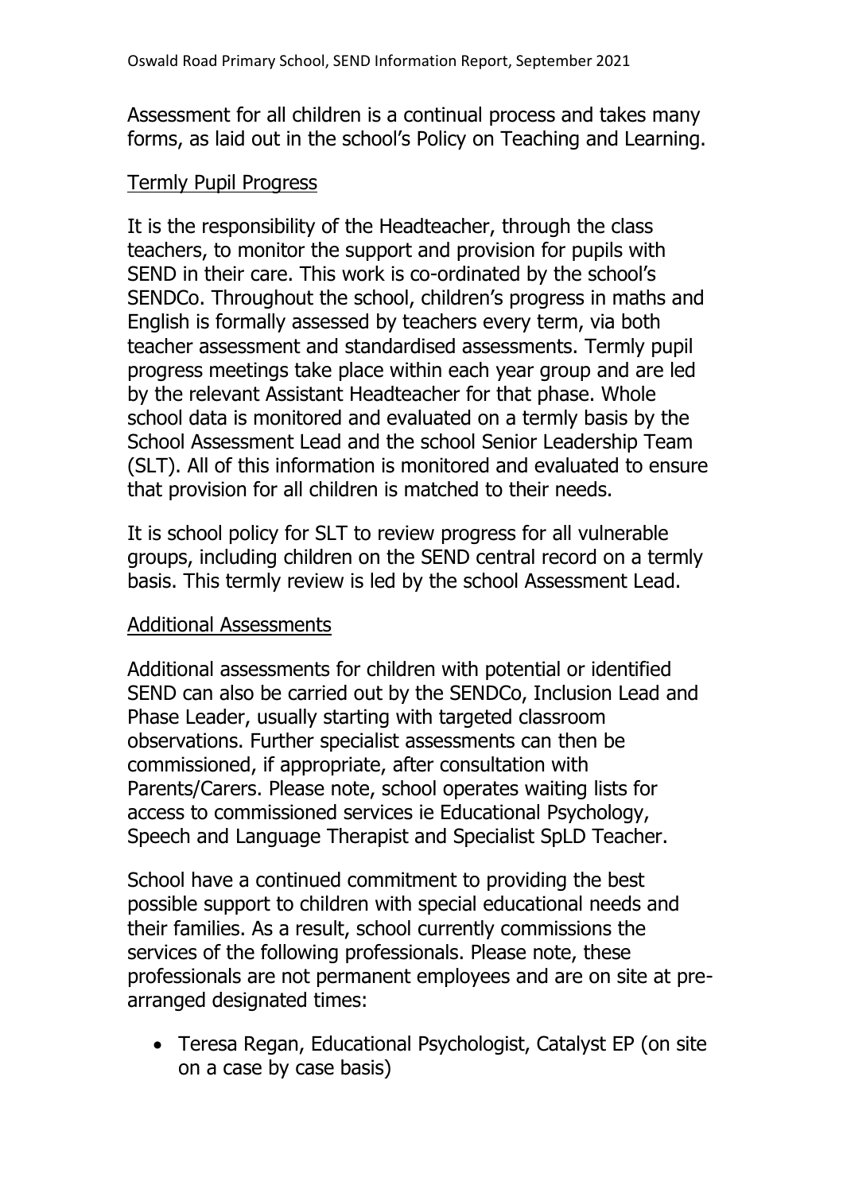Assessment for all children is a continual process and takes many forms, as laid out in the school's Policy on Teaching and Learning.

### Termly Pupil Progress

It is the responsibility of the Headteacher, through the class teachers, to monitor the support and provision for pupils with SEND in their care. This work is co-ordinated by the school's SENDCo. Throughout the school, children's progress in maths and English is formally assessed by teachers every term, via both teacher assessment and standardised assessments. Termly pupil progress meetings take place within each year group and are led by the relevant Assistant Headteacher for that phase. Whole school data is monitored and evaluated on a termly basis by the School Assessment Lead and the school Senior Leadership Team (SLT). All of this information is monitored and evaluated to ensure that provision for all children is matched to their needs.

It is school policy for SLT to review progress for all vulnerable groups, including children on the SEND central record on a termly basis. This termly review is led by the school Assessment Lead.

### Additional Assessments

Additional assessments for children with potential or identified SEND can also be carried out by the SENDCo, Inclusion Lead and Phase Leader, usually starting with targeted classroom observations. Further specialist assessments can then be commissioned, if appropriate, after consultation with Parents/Carers. Please note, school operates waiting lists for access to commissioned services ie Educational Psychology, Speech and Language Therapist and Specialist SpLD Teacher.

School have a continued commitment to providing the best possible support to children with special educational needs and their families. As a result, school currently commissions the services of the following professionals. Please note, these professionals are not permanent employees and are on site at pre-arranged designated times:

- Teresa Regan, Educational Psychologist, Catalyst EP (on site on a case by case basis)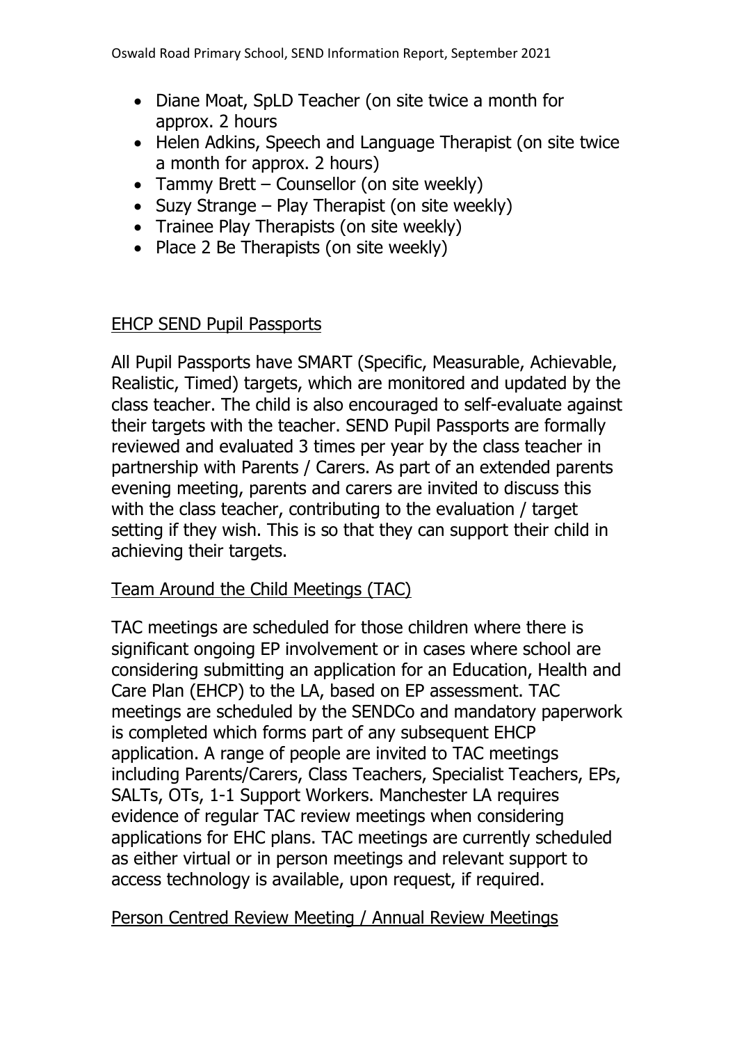- Diane Moat, SpLD Teacher (on site twice a month for approx. 2 hours
- Helen Adkins, Speech and Language Therapist (on site twice a month for approx. 2 hours)
- Tammy Brett – Counsellor (on site weekly)
- Suzy Strange – Play Therapist (on site weekly)
- Trainee Play Therapists (on site weekly)
- Place 2 Be Therapists (on site weekly)

## EHCP SEND Pupil Passports

All Pupil Passports have SMART (Specific, Measurable, Achievable, Realistic, Timed) targets, which are monitored and updated by the class teacher. The child is also encouraged to self-evaluate against their targets with the teacher. SEND Pupil Passports are formally reviewed and evaluated 3 times per year by the class teacher in partnership with Parents / Carers. As part of an extended parents evening meeting, parents and carers are invited to discuss this with the class teacher, contributing to the evaluation / target setting if they wish. This is so that they can support their child in achieving their targets.

## Team Around the Child Meetings (TAC)

TAC meetings are scheduled for those children where there is significant ongoing EP involvement or in cases where school are considering submitting an application for an Education, Health and Care Plan (EHCP) to the LA, based on EP assessment. TAC meetings are scheduled by the SENDCo and mandatory paperwork is completed which forms part of any subsequent EHCP application. A range of people are invited to TAC meetings including Parents/Carers, Class Teachers, Specialist Teachers, EPs, SALTs, OTs, 1-1 Support Workers. Manchester LA requires evidence of regular TAC review meetings when considering applications for EHC plans. TAC meetings are currently scheduled as either virtual or in person meetings and relevant support to access technology is available, upon request, if required.

## Person Centred Review Meeting / Annual Review Meetings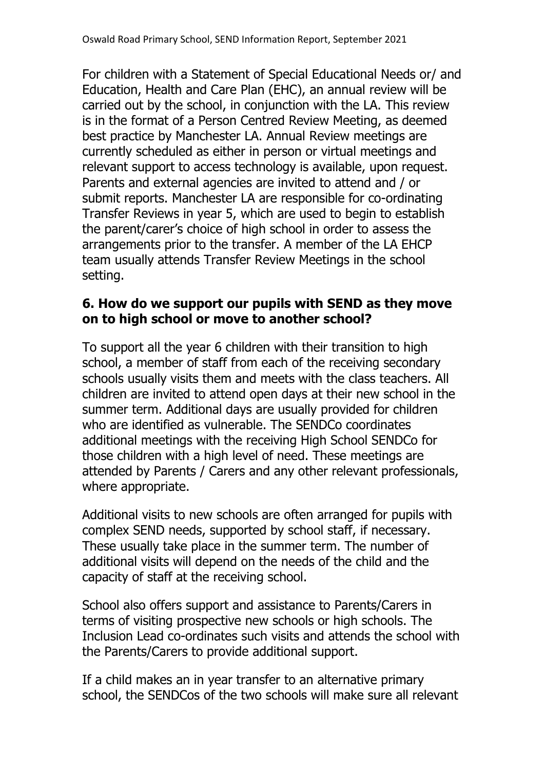For children with a Statement of Special Educational Needs or/ and Education, Health and Care Plan (EHC), an annual review will be carried out by the school, in conjunction with the LA. This review is in the format of a Person Centred Review Meeting, as deemed best practice by Manchester LA. Annual Review meetings are currently scheduled as either in person or virtual meetings and relevant support to access technology is available, upon request. Parents and external agencies are invited to attend and / or submit reports. Manchester LA are responsible for co-ordinating Transfer Reviews in year 5, which are used to begin to establish the parent/carer's choice of high school in order to assess the arrangements prior to the transfer. A member of the LA EHCP team usually attends Transfer Review Meetings in the school setting.

## 6. How do we support our pupils with SEND as they move on to high school or move to another school?

To support all the year 6 children with their transition to high school, a member of staff from each of the receiving secondary schools usually visits them and meets with the class teachers. All children are invited to attend open days at their new school in the summer term. Additional days are usually provided for children who are identified as vulnerable. The SENDCo coordinates additional meetings with the receiving High School SENDCo for those children with a high level of need. These meetings are attended by Parents / Carers and any other relevant professionals, where appropriate.

Additional visits to new schools are often arranged for pupils with complex SEND needs, supported by school staff, if necessary. These usually take place in the summer term. The number of additional visits will depend on the needs of the child and the capacity of staff at the receiving school.

School also offers support and assistance to Parents/Carers in terms of visiting prospective new schools or high schools. The Inclusion Lead co-ordinates such visits and attends the school with the Parents/Carers to provide additional support.

If a child makes an in year transfer to an alternative primary school, the SENDCos of the two schools will make sure all relevant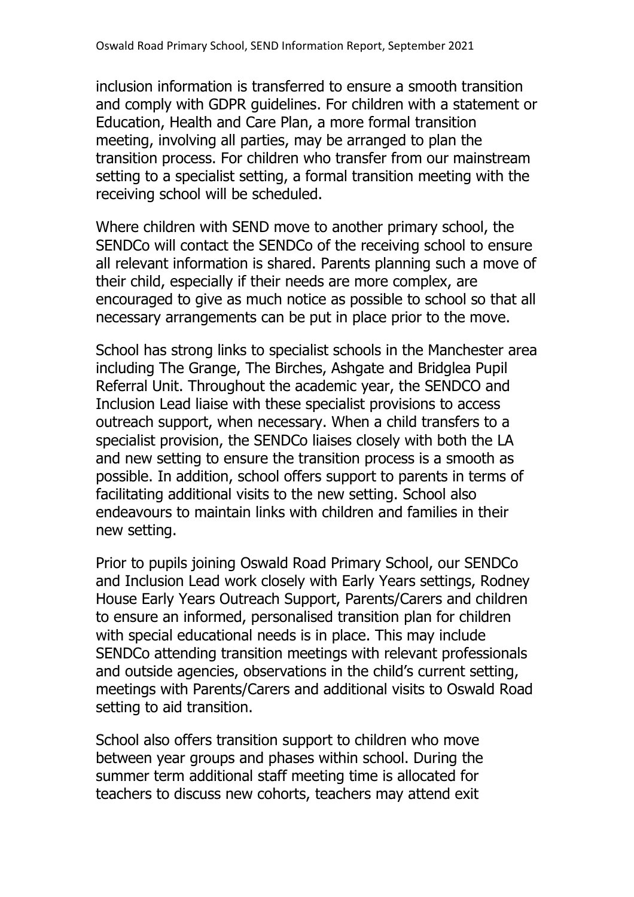inclusion information is transferred to ensure a smooth transition and comply with GDPR guidelines. For children with a statement or Education, Health and Care Plan, a more formal transition meeting, involving all parties, may be arranged to plan the transition process. For children who transfer from our mainstream setting to a specialist setting, a formal transition meeting with the receiving school will be scheduled.

Where children with SEND move to another primary school, the SENDCo will contact the SENDCo of the receiving school to ensure all relevant information is shared. Parents planning such a move of their child, especially if their needs are more complex, are encouraged to give as much notice as possible to school so that all necessary arrangements can be put in place prior to the move.

School has strong links to specialist schools in the Manchester area including The Grange, The Birches, Ashgate and Bridglea Pupil Referral Unit. Throughout the academic year, the SENDCO and Inclusion Lead liaise with these specialist provisions to access outreach support, when necessary. When a child transfers to a specialist provision, the SENDCo liaises closely with both the LA and new setting to ensure the transition process is a smooth as possible. In addition, school offers support to parents in terms of facilitating additional visits to the new setting. School also endeavours to maintain links with children and families in their new setting.

Prior to pupils joining Oswald Road Primary School, our SENDCo and Inclusion Lead work closely with Early Years settings, Rodney House Early Years Outreach Support, Parents/Carers and children to ensure an informed, personalised transition plan for children with special educational needs is in place. This may include SENDCo attending transition meetings with relevant professionals and outside agencies, observations in the child's current setting, meetings with Parents/Carers and additional visits to Oswald Road setting to aid transition.

School also offers transition support to children who move between year groups and phases within school. During the summer term additional staff meeting time is allocated for teachers to discuss new cohorts, teachers may attend exit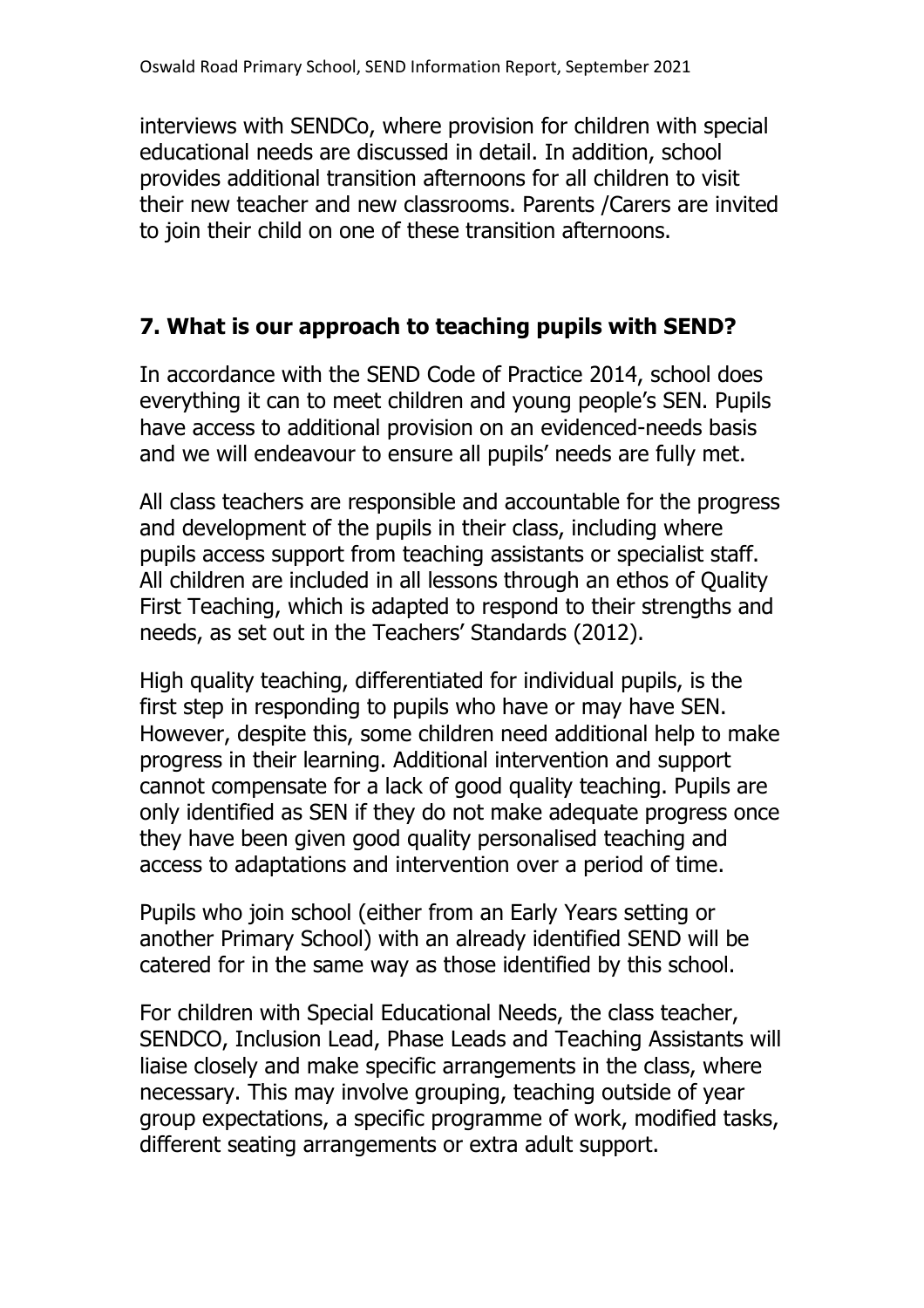interviews with SENDCo, where provision for children with special educational needs are discussed in detail. In addition, school provides additional transition afternoons for all children to visit their new teacher and new classrooms. Parents /Carers are invited to join their child on one of these transition afternoons.

## 7. What is our approach to teaching pupils with SEND?

In accordance with the SEND Code of Practice 2014, school does everything it can to meet children and young people's SEN. Pupils have access to additional provision on an evidenced-needs basis and we will endeavour to ensure all pupils' needs are fully met.

All class teachers are responsible and accountable for the progress and development of the pupils in their class, including where pupils access support from teaching assistants or specialist staff. All children are included in all lessons through an ethos of Quality First Teaching, which is adapted to respond to their strengths and needs, as set out in the Teachers' Standards (2012).

High quality teaching, differentiated for individual pupils, is the first step in responding to pupils who have or may have SEN. However, despite this, some children need additional help to make progress in their learning. Additional intervention and support cannot compensate for a lack of good quality teaching. Pupils are only identified as SEN if they do not make adequate progress once they have been given good quality personalised teaching and access to adaptations and intervention over a period of time.

Pupils who join school (either from an Early Years setting or another Primary School) with an already identified SEND will be catered for in the same way as those identified by this school.

For children with Special Educational Needs, the class teacher, SENDCO, Inclusion Lead, Phase Leads and Teaching Assistants will liaise closely and make specific arrangements in the class, where necessary. This may involve grouping, teaching outside of year group expectations, a specific programme of work, modified tasks, different seating arrangements or extra adult support.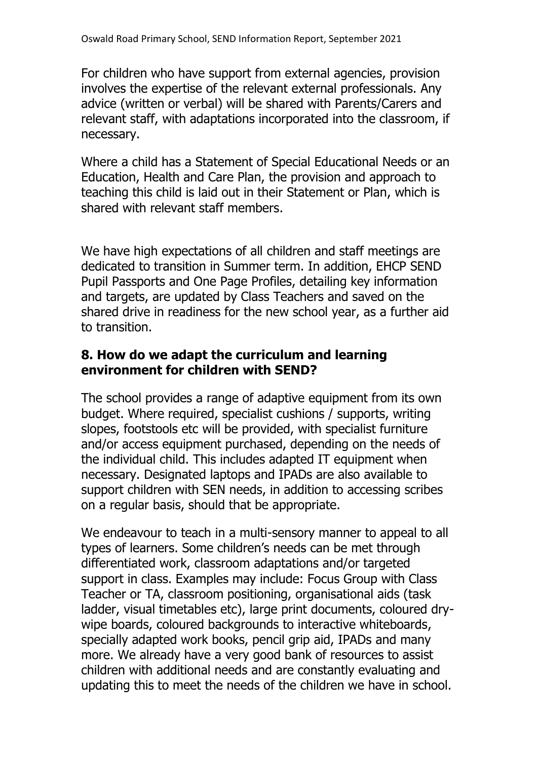For children who have support from external agencies, provision involves the expertise of the relevant external professionals. Any advice (written or verbal) will be shared with Parents/Carers and relevant staff, with adaptations incorporated into the classroom, if necessary.

Where a child has a Statement of Special Educational Needs or an Education, Health and Care Plan, the provision and approach to teaching this child is laid out in their Statement or Plan, which is shared with relevant staff members.

We have high expectations of all children and staff meetings are dedicated to transition in Summer term. In addition, EHCP SEND Pupil Passports and One Page Profiles, detailing key information and targets, are updated by Class Teachers and saved on the shared drive in readiness for the new school year, as a further aid to transition.

## 8. How do we adapt the curriculum and learning environment for children with SEND?

The school provides a range of adaptive equipment from its own budget. Where required, specialist cushions / supports, writing slopes, footstools etc will be provided, with specialist furniture and/or access equipment purchased, depending on the needs of the individual child. This includes adapted IT equipment when necessary. Designated laptops and IPADs are also available to support children with SEN needs, in addition to accessing scribes on a regular basis, should that be appropriate.

We endeavour to teach in a multi-sensory manner to appeal to all types of learners. Some children's needs can be met through differentiated work, classroom adaptations and/or targeted support in class. Examples may include: Focus Group with Class Teacher or TA, classroom positioning, organisational aids (task ladder, visual timetables etc), large print documents, coloured dry-wipe boards, coloured backgrounds to interactive whiteboards, specially adapted work books, pencil grip aid, IPADs and many more. We already have a very good bank of resources to assist children with additional needs and are constantly evaluating and updating this to meet the needs of the children we have in school.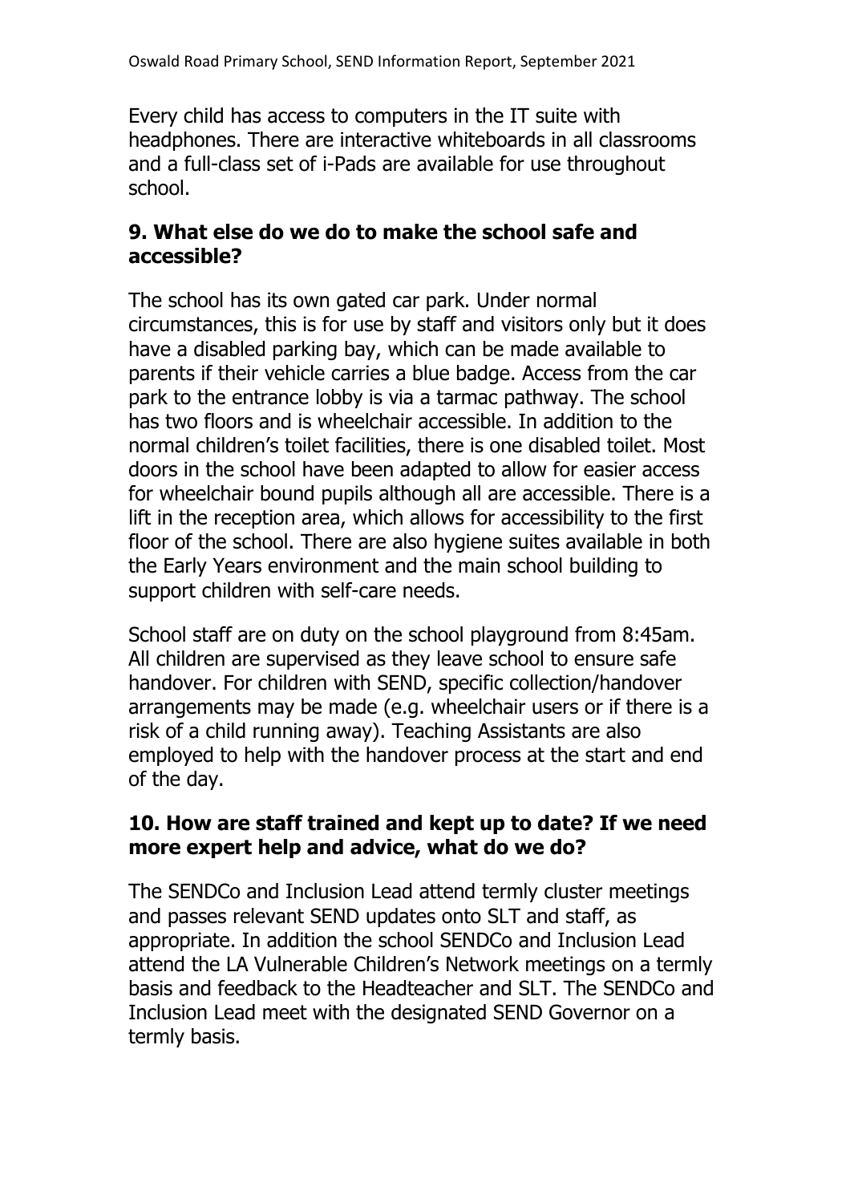Every child has access to computers in the IT suite with headphones. There are interactive whiteboards in all classrooms and a full-class set of i-Pads are available for use throughout school.

## 9. What else do we do to make the school safe and accessible?

The school has its own gated car park. Under normal circumstances, this is for use by staff and visitors only but it does have a disabled parking bay, which can be made available to parents if their vehicle carries a blue badge. Access from the car park to the entrance lobby is via a tarmac pathway. The school has two floors and is wheelchair accessible. In addition to the normal children's toilet facilities, there is one disabled toilet. Most doors in the school have been adapted to allow for easier access for wheelchair bound pupils although all are accessible. There is a lift in the reception area, which allows for accessibility to the first floor of the school. There are also hygiene suites available in both the Early Years environment and the main school building to support children with self-care needs.

School staff are on duty on the school playground from 8:45am. All children are supervised as they leave school to ensure safe handover. For children with SEND, specific collection/handover arrangements may be made (e.g. wheelchair users or if there is a risk of a child running away). Teaching Assistants are also employed to help with the handover process at the start and end of the day.

## 10. How are staff trained and kept up to date? If we need more expert help and advice, what do we do?

The SENDCo and Inclusion Lead attend termly cluster meetings and passes relevant SEND updates onto SLT and staff, as appropriate. In addition the school SENDCo and Inclusion Lead attend the LA Vulnerable Children's Network meetings on a termly basis and feedback to the Headteacher and SLT. The SENDCo and Inclusion Lead meet with the designated SEND Governor on a termly basis.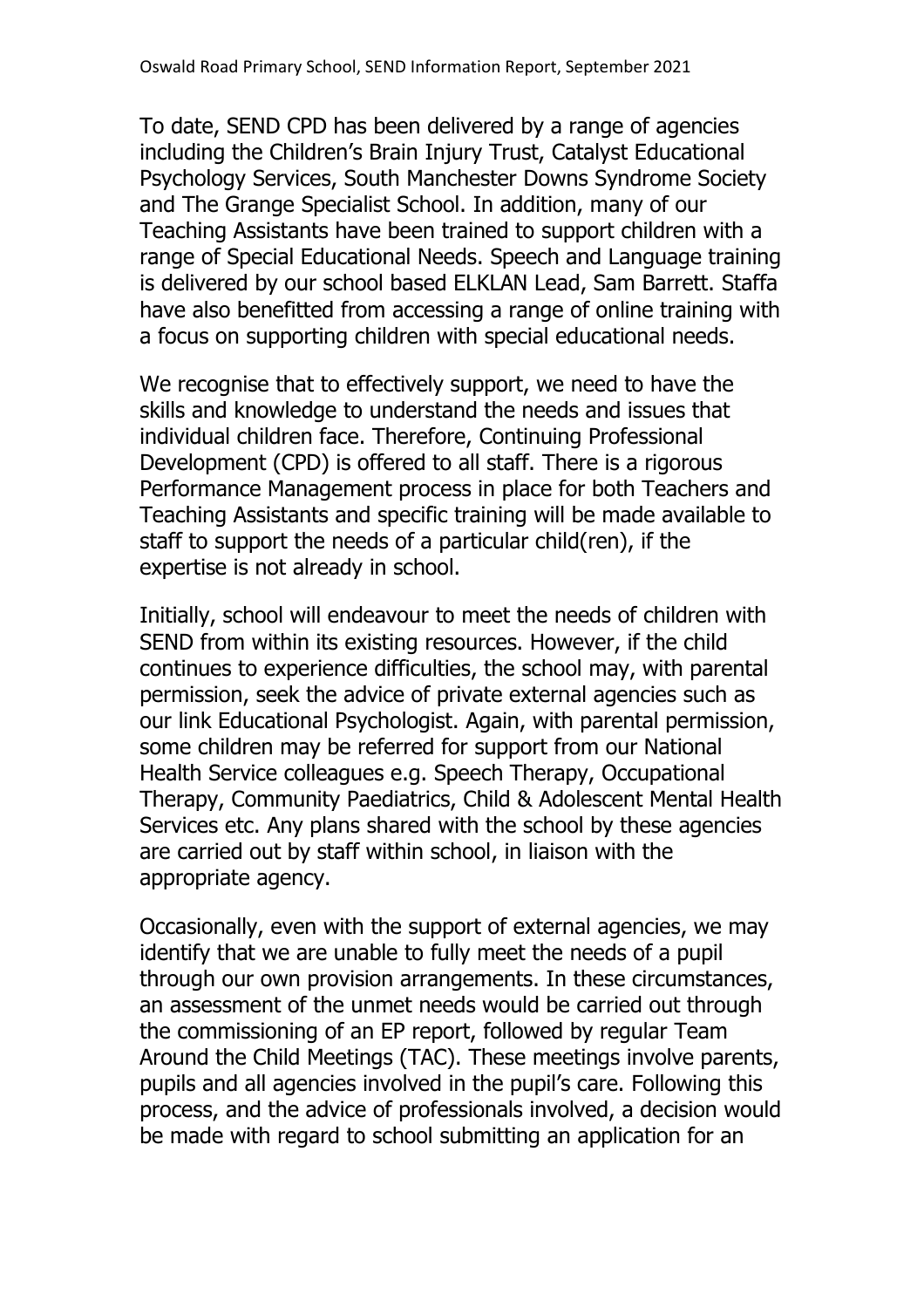To date, SEND CPD has been delivered by a range of agencies including the Children's Brain Injury Trust, Catalyst Educational Psychology Services, South Manchester Downs Syndrome Society and The Grange Specialist School. In addition, many of our Teaching Assistants have been trained to support children with a range of Special Educational Needs. Speech and Language training is delivered by our school based ELKLAN Lead, Sam Barrett. Staffa have also benefitted from accessing a range of online training with a focus on supporting children with special educational needs.

We recognise that to effectively support, we need to have the skills and knowledge to understand the needs and issues that individual children face. Therefore, Continuing Professional Development (CPD) is offered to all staff. There is a rigorous Performance Management process in place for both Teachers and Teaching Assistants and specific training will be made available to staff to support the needs of a particular child(ren), if the expertise is not already in school.

Initially, school will endeavour to meet the needs of children with SEND from within its existing resources. However, if the child continues to experience difficulties, the school may, with parental permission, seek the advice of private external agencies such as our link Educational Psychologist. Again, with parental permission, some children may be referred for support from our National Health Service colleagues e.g. Speech Therapy, Occupational Therapy, Community Paediatrics, Child & Adolescent Mental Health Services etc. Any plans shared with the school by these agencies are carried out by staff within school, in liaison with the appropriate agency.

Occasionally, even with the support of external agencies, we may identify that we are unable to fully meet the needs of a pupil through our own provision arrangements. In these circumstances, an assessment of the unmet needs would be carried out through the commissioning of an EP report, followed by regular Team Around the Child Meetings (TAC). These meetings involve parents, pupils and all agencies involved in the pupil's care. Following this process, and the advice of professionals involved, a decision would be made with regard to school submitting an application for an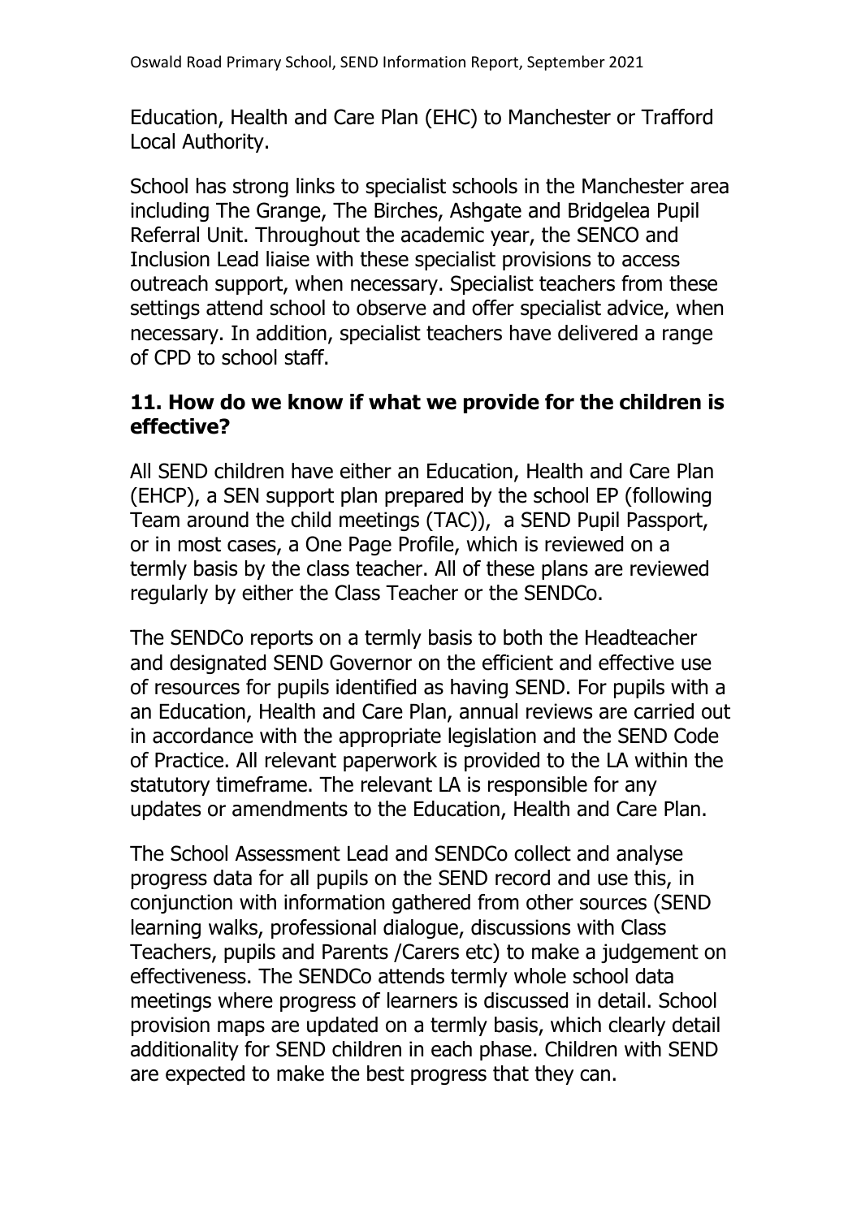Education, Health and Care Plan (EHC) to Manchester or Trafford Local Authority.

School has strong links to specialist schools in the Manchester area including The Grange, The Birches, Ashgate and Bridgelea Pupil Referral Unit. Throughout the academic year, the SENCO and Inclusion Lead liaise with these specialist provisions to access outreach support, when necessary. Specialist teachers from these settings attend school to observe and offer specialist advice, when necessary. In addition, specialist teachers have delivered a range of CPD to school staff.

### 11. How do we know if what we provide for the children is effective?

All SEND children have either an Education, Health and Care Plan (EHCP), a SEN support plan prepared by the school EP (following Team around the child meetings (TAC)),  a SEND Pupil Passport, or in most cases, a One Page Profile, which is reviewed on a termly basis by the class teacher. All of these plans are reviewed regularly by either the Class Teacher or the SENDCo.

The SENDCo reports on a termly basis to both the Headteacher and designated SEND Governor on the efficient and effective use of resources for pupils identified as having SEND. For pupils with a an Education, Health and Care Plan, annual reviews are carried out in accordance with the appropriate legislation and the SEND Code of Practice. All relevant paperwork is provided to the LA within the statutory timeframe. The relevant LA is responsible for any updates or amendments to the Education, Health and Care Plan.

The School Assessment Lead and SENDCo collect and analyse progress data for all pupils on the SEND record and use this, in conjunction with information gathered from other sources (SEND learning walks, professional dialogue, discussions with Class Teachers, pupils and Parents /Carers etc) to make a judgement on effectiveness. The SENDCo attends termly whole school data meetings where progress of learners is discussed in detail. School provision maps are updated on a termly basis, which clearly detail additionality for SEND children in each phase. Children with SEND are expected to make the best progress that they can.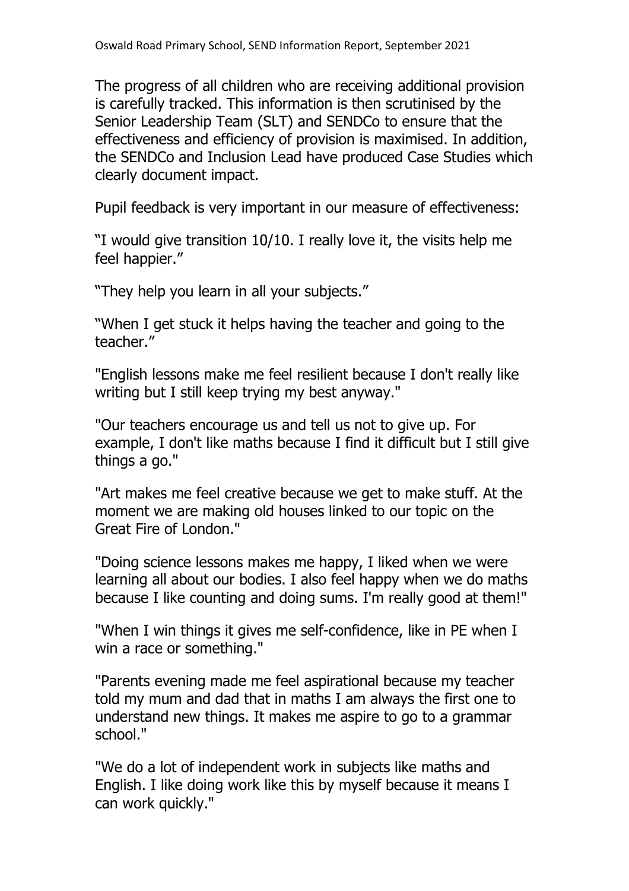The progress of all children who are receiving additional provision is carefully tracked. This information is then scrutinised by the Senior Leadership Team (SLT) and SENDCo to ensure that the effectiveness and efficiency of provision is maximised. In addition, the SENDCo and Inclusion Lead have produced Case Studies which clearly document impact.

Pupil feedback is very important in our measure of effectiveness:

"I would give transition 10/10. I really love it, the visits help me feel happier."

"They help you learn in all your subjects."

"When I get stuck it helps having the teacher and going to the teacher."

"English lessons make me feel resilient because I don't really like writing but I still keep trying my best anyway."

"Our teachers encourage us and tell us not to give up. For example, I don't like maths because I find it difficult but I still give things a go."

"Art makes me feel creative because we get to make stuff. At the moment we are making old houses linked to our topic on the Great Fire of London."

"Doing science lessons makes me happy, I liked when we were learning all about our bodies. I also feel happy when we do maths because I like counting and doing sums. I'm really good at them!"

"When I win things it gives me self-confidence, like in PE when I win a race or something."

"Parents evening made me feel aspirational because my teacher told my mum and dad that in maths I am always the first one to understand new things. It makes me aspire to go to a grammar school."

"We do a lot of independent work in subjects like maths and English. I like doing work like this by myself because it means I can work quickly."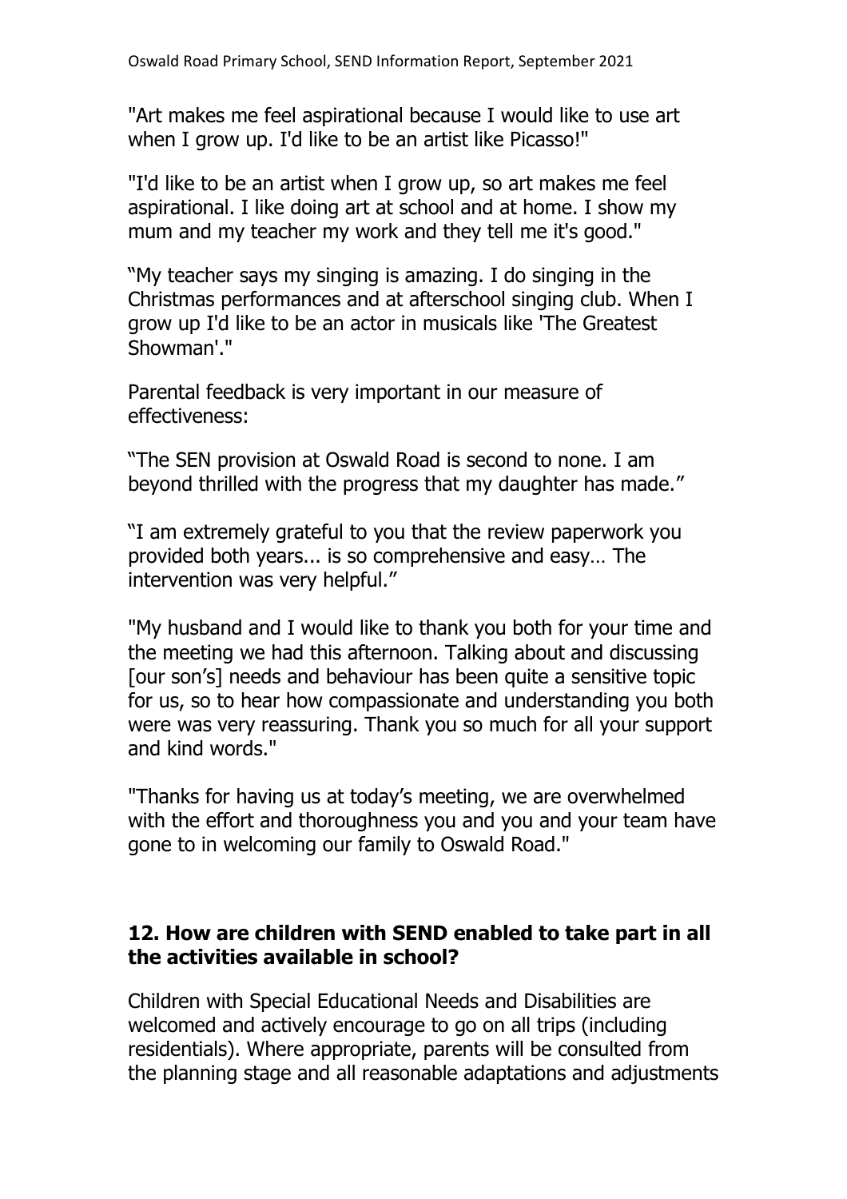"Art makes me feel aspirational because I would like to use art when I grow up. I'd like to be an artist like Picasso!"

"I'd like to be an artist when I grow up, so art makes me feel aspirational. I like doing art at school and at home. I show my mum and my teacher my work and they tell me it's good."

"My teacher says my singing is amazing. I do singing in the Christmas performances and at afterschool singing club. When I grow up I'd like to be an actor in musicals like 'The Greatest Showman'."

Parental feedback is very important in our measure of effectiveness:

"The SEN provision at Oswald Road is second to none. I am beyond thrilled with the progress that my daughter has made."

"I am extremely grateful to you that the review paperwork you provided both years... is so comprehensive and easy… The intervention was very helpful."

"My husband and I would like to thank you both for your time and the meeting we had this afternoon. Talking about and discussing [our son's] needs and behaviour has been quite a sensitive topic for us, so to hear how compassionate and understanding you both were was very reassuring. Thank you so much for all your support and kind words."

"Thanks for having us at today's meeting, we are overwhelmed with the effort and thoroughness you and you and your team have gone to in welcoming our family to Oswald Road."

## 12. How are children with SEND enabled to take part in all the activities available in school?

Children with Special Educational Needs and Disabilities are welcomed and actively encourage to go on all trips (including residentials). Where appropriate, parents will be consulted from the planning stage and all reasonable adaptations and adjustments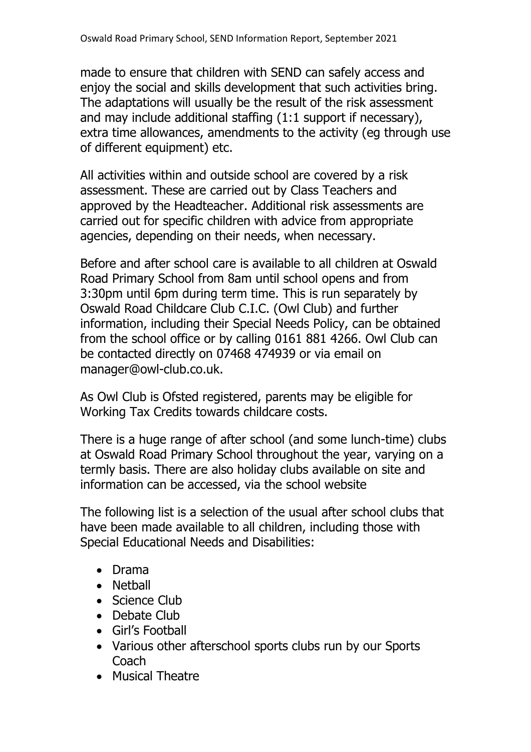made to ensure that children with SEND can safely access and enjoy the social and skills development that such activities bring. The adaptations will usually be the result of the risk assessment and may include additional staffing (1:1 support if necessary), extra time allowances, amendments to the activity (eg through use of different equipment) etc.

All activities within and outside school are covered by a risk assessment. These are carried out by Class Teachers and approved by the Headteacher. Additional risk assessments are carried out for specific children with advice from appropriate agencies, depending on their needs, when necessary.

Before and after school care is available to all children at Oswald Road Primary School from 8am until school opens and from 3:30pm until 6pm during term time. This is run separately by Oswald Road Childcare Club C.I.C. (Owl Club) and further information, including their Special Needs Policy, can be obtained from the school office or by calling 0161 881 4266. Owl Club can be contacted directly on 07468 474939 or via email on manager@owl-club.co.uk.

As Owl Club is Ofsted registered, parents may be eligible for Working Tax Credits towards childcare costs.

There is a huge range of after school (and some lunch-time) clubs at Oswald Road Primary School throughout the year, varying on a termly basis. There are also holiday clubs available on site and information can be accessed, via the school website

The following list is a selection of the usual after school clubs that have been made available to all children, including those with Special Educational Needs and Disabilities:

- Drama
- Netball
- Science Club
- Debate Club
- Girl's Football
- Various other afterschool sports clubs run by our Sports Coach
- Musical Theatre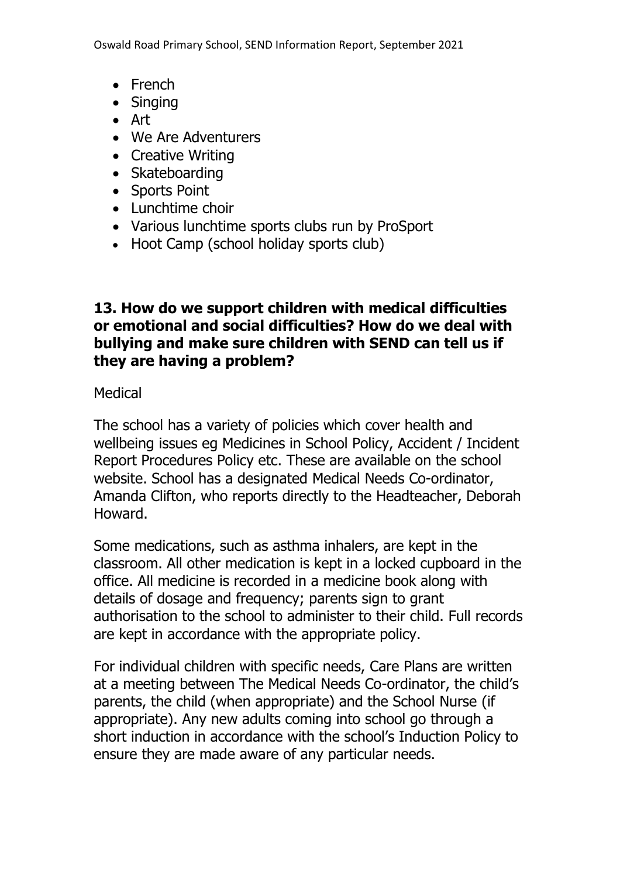- French
- Singing
- Art
- We Are Adventurers
- Creative Writing
- Skateboarding
- Sports Point
- Lunchtime choir
- Various lunchtime sports clubs run by ProSport
- Hoot Camp (school holiday sports club)

## 13. How do we support children with medical difficulties or emotional and social difficulties? How do we deal with bullying and make sure children with SEND can tell us if they are having a problem?

Medical

The school has a variety of policies which cover health and wellbeing issues eg Medicines in School Policy, Accident / Incident Report Procedures Policy etc. These are available on the school website. School has a designated Medical Needs Co-ordinator, Amanda Clifton, who reports directly to the Headteacher, Deborah Howard.

Some medications, such as asthma inhalers, are kept in the classroom. All other medication is kept in a locked cupboard in the office. All medicine is recorded in a medicine book along with details of dosage and frequency; parents sign to grant authorisation to the school to administer to their child. Full records are kept in accordance with the appropriate policy.

For individual children with specific needs, Care Plans are written at a meeting between The Medical Needs Co-ordinator, the child's parents, the child (when appropriate) and the School Nurse (if appropriate). Any new adults coming into school go through a short induction in accordance with the school's Induction Policy to ensure they are made aware of any particular needs.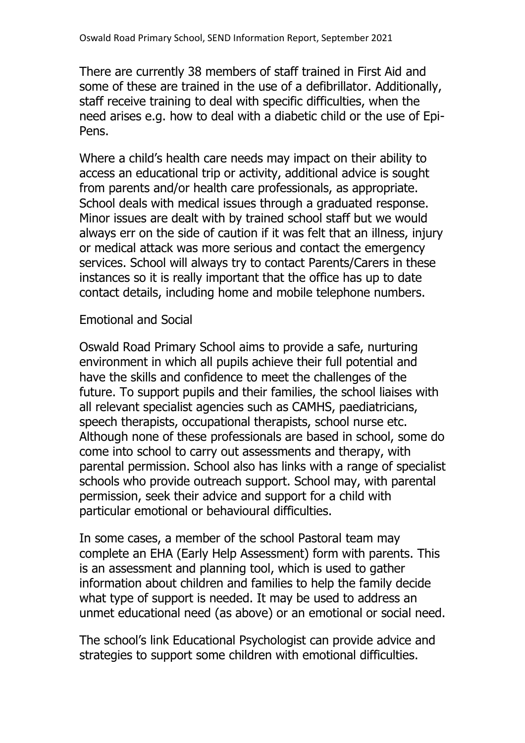There are currently 38 members of staff trained in First Aid and some of these are trained in the use of a defibrillator. Additionally, staff receive training to deal with specific difficulties, when the need arises e.g. how to deal with a diabetic child or the use of Epi-Pens.

Where a child's health care needs may impact on their ability to access an educational trip or activity, additional advice is sought from parents and/or health care professionals, as appropriate. School deals with medical issues through a graduated response. Minor issues are dealt with by trained school staff but we would always err on the side of caution if it was felt that an illness, injury or medical attack was more serious and contact the emergency services. School will always try to contact Parents/Carers in these instances so it is really important that the office has up to date contact details, including home and mobile telephone numbers.

Emotional and Social

Oswald Road Primary School aims to provide a safe, nurturing environment in which all pupils achieve their full potential and have the skills and confidence to meet the challenges of the future. To support pupils and their families, the school liaises with all relevant specialist agencies such as CAMHS, paediatricians, speech therapists, occupational therapists, school nurse etc. Although none of these professionals are based in school, some do come into school to carry out assessments and therapy, with parental permission. School also has links with a range of specialist schools who provide outreach support. School may, with parental permission, seek their advice and support for a child with particular emotional or behavioural difficulties.

In some cases, a member of the school Pastoral team may complete an EHA (Early Help Assessment) form with parents. This is an assessment and planning tool, which is used to gather information about children and families to help the family decide what type of support is needed. It may be used to address an unmet educational need (as above) or an emotional or social need.

The school's link Educational Psychologist can provide advice and strategies to support some children with emotional difficulties.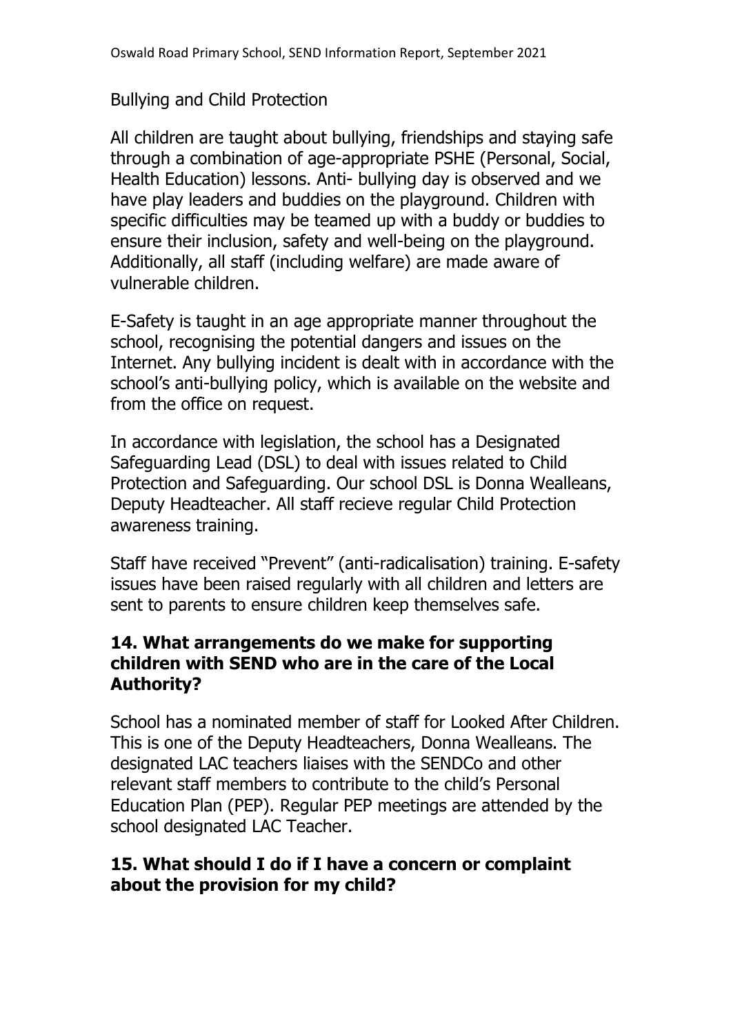Bullying and Child Protection

All children are taught about bullying, friendships and staying safe through a combination of age-appropriate PSHE (Personal, Social, Health Education) lessons. Anti- bullying day is observed and we have play leaders and buddies on the playground. Children with specific difficulties may be teamed up with a buddy or buddies to ensure their inclusion, safety and well-being on the playground. Additionally, all staff (including welfare) are made aware of vulnerable children.

E-Safety is taught in an age appropriate manner throughout the school, recognising the potential dangers and issues on the Internet. Any bullying incident is dealt with in accordance with the school's anti-bullying policy, which is available on the website and from the office on request.

In accordance with legislation, the school has a Designated Safeguarding Lead (DSL) to deal with issues related to Child Protection and Safeguarding. Our school DSL is Donna Wealleans, Deputy Headteacher. All staff recieve regular Child Protection awareness training.

Staff have received "Prevent" (anti-radicalisation) training. E-safety issues have been raised regularly with all children and letters are sent to parents to ensure children keep themselves safe.

### 14. What arrangements do we make for supporting children with SEND who are in the care of the Local Authority?

School has a nominated member of staff for Looked After Children. This is one of the Deputy Headteachers, Donna Wealleans. The designated LAC teachers liaises with the SENDCo and other relevant staff members to contribute to the child's Personal Education Plan (PEP). Regular PEP meetings are attended by the school designated LAC Teacher.

### 15. What should I do if I have a concern or complaint about the provision for my child?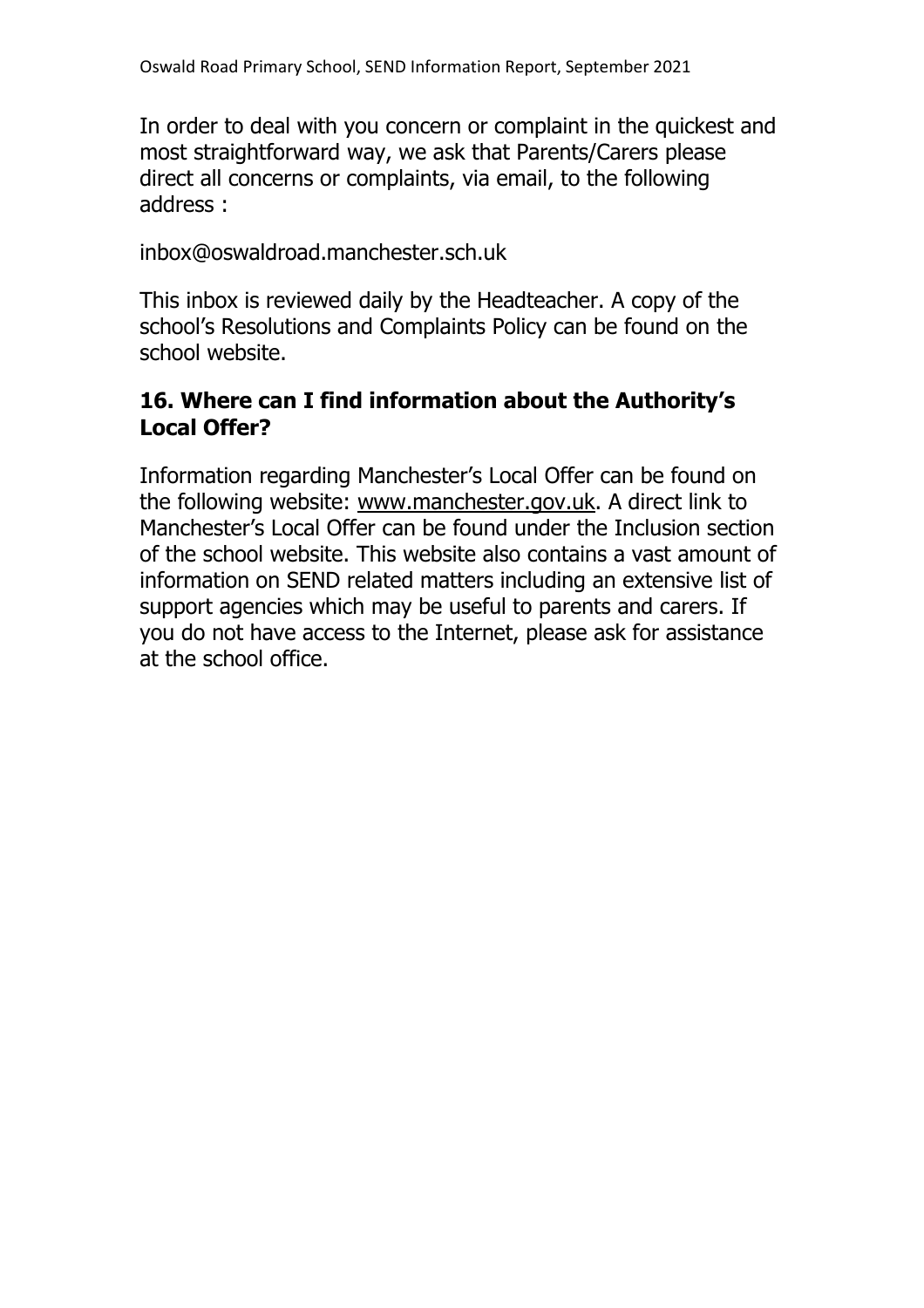In order to deal with you concern or complaint in the quickest and most straightforward way, we ask that Parents/Carers please direct all concerns or complaints, via email, to the following address :

inbox@oswaldroad.manchester.sch.uk

This inbox is reviewed daily by the Headteacher. A copy of the school's Resolutions and Complaints Policy can be found on the school website.

## 16. Where can I find information about the Authority's Local Offer?

Information regarding Manchester's Local Offer can be found on the following website: www.manchester.gov.uk. A direct link to Manchester's Local Offer can be found under the Inclusion section of the school website. This website also contains a vast amount of information on SEND related matters including an extensive list of support agencies which may be useful to parents and carers. If you do not have access to the Internet, please ask for assistance at the school office.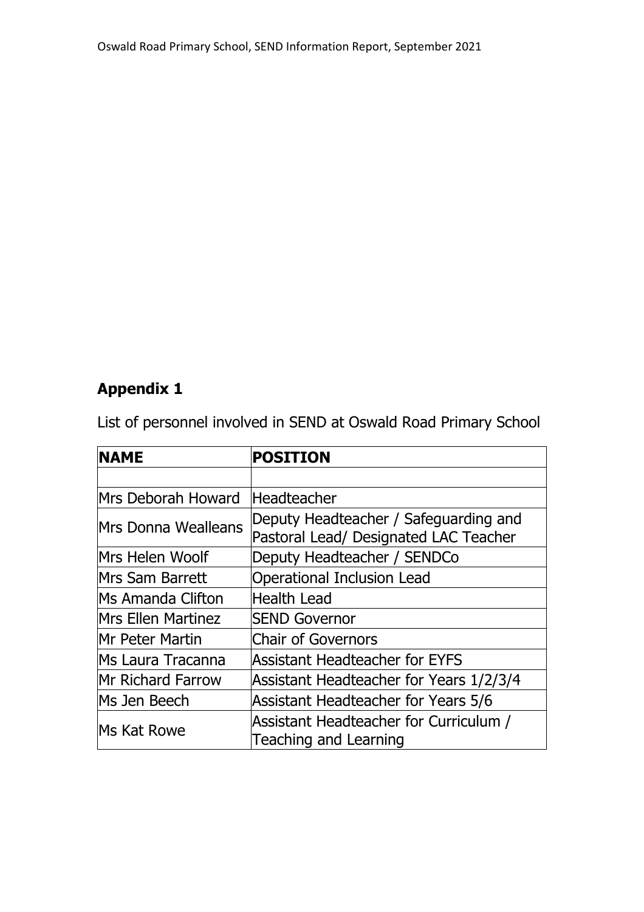## Appendix 1

List of personnel involved in SEND at Oswald Road Primary School

| NAME | POSITION |
| --- | --- |
| | |
| Mrs Deborah Howard | Headteacher |
| Mrs Donna Wealleans | Deputy Headteacher / Safeguarding and Pastoral Lead/ Designated LAC Teacher |
| Mrs Helen Woolf | Deputy Headteacher / SENDCo |
| Mrs Sam Barrett | Operational Inclusion Lead |
| Ms Amanda Clifton | Health Lead |
| Mrs Ellen Martinez | SEND Governor |
| Mr Peter Martin | Chair of Governors |
| Ms Laura Tracanna | Assistant Headteacher for EYFS |
| Mr Richard Farrow | Assistant Headteacher for Years 1/2/3/4 |
| Ms Jen Beech | Assistant Headteacher for Years 5/6 |
| Ms Kat Rowe | Assistant Headteacher for Curriculum / Teaching and Learning |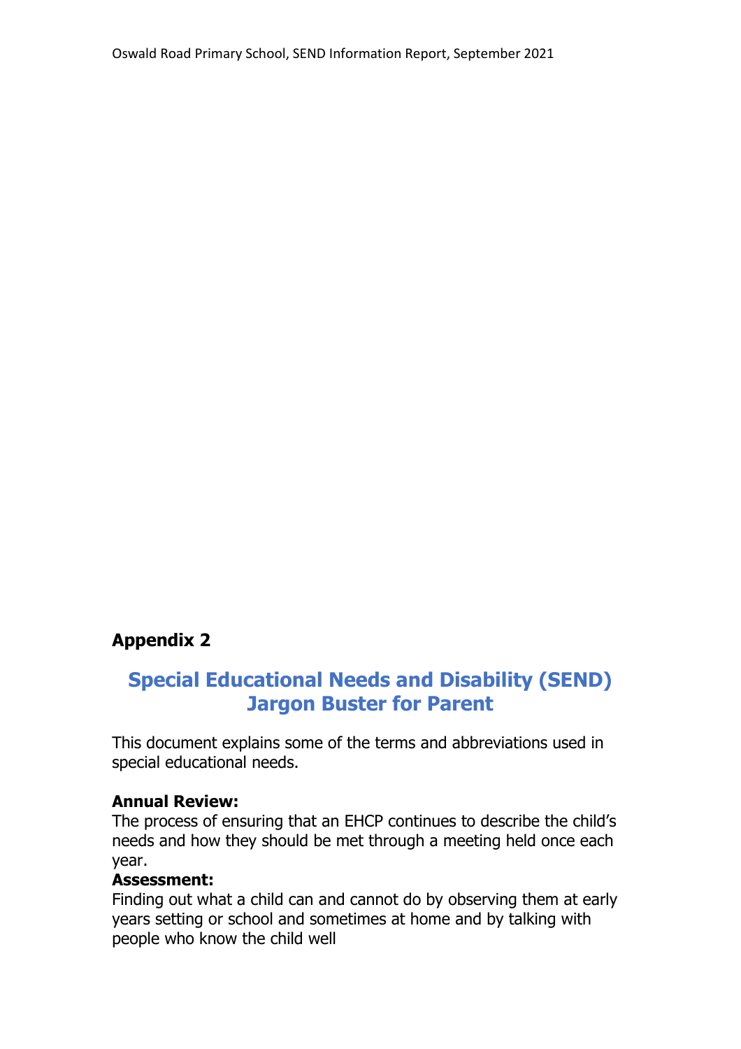## Appendix 2

# Special Educational Needs and Disability (SEND) Jargon Buster for Parent

This document explains some of the terms and abbreviations used in special educational needs.

**Annual Review:**
The process of ensuring that an EHCP continues to describe the child's needs and how they should be met through a meeting held once each year.

**Assessment:**
Finding out what a child can and cannot do by observing them at early years setting or school and sometimes at home and by talking with people who know the child well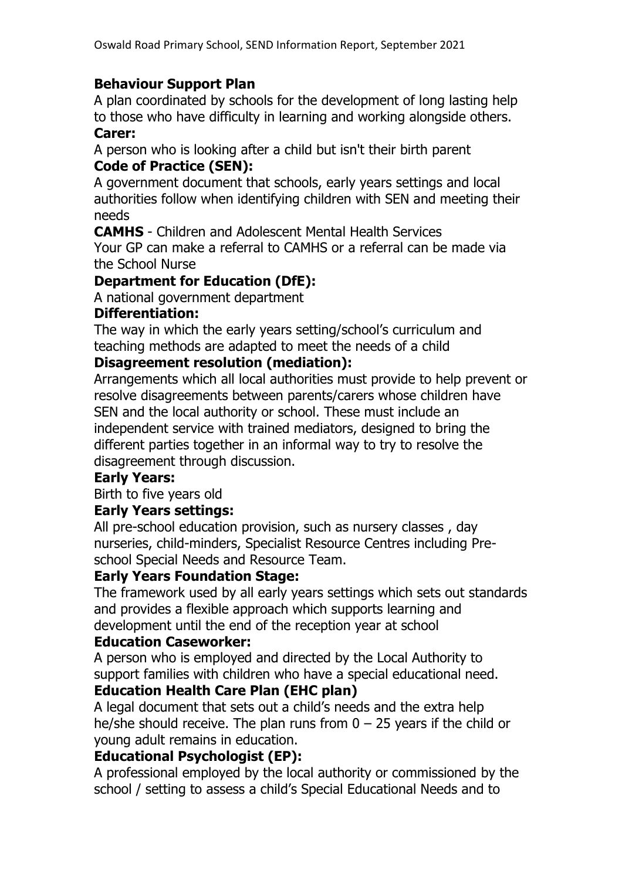**Behaviour Support Plan**

A plan coordinated by schools for the development of long lasting help to those who have difficulty in learning and working alongside others.

**Carer:**

A person who is looking after a child but isn't their birth parent

**Code of Practice (SEN):**

A government document that schools, early years settings and local authorities follow when identifying children with SEN and meeting their needs

**CAMHS** - Children and Adolescent Mental Health Services

Your GP can make a referral to CAMHS or a referral can be made via the School Nurse

**Department for Education (DfE):**

A national government department

**Differentiation:**

The way in which the early years setting/school's curriculum and teaching methods are adapted to meet the needs of a child

**Disagreement resolution (mediation):**

Arrangements which all local authorities must provide to help prevent or resolve disagreements between parents/carers whose children have SEN and the local authority or school. These must include an independent service with trained mediators, designed to bring the different parties together in an informal way to try to resolve the disagreement through discussion.

**Early Years:**

Birth to five years old

**Early Years settings:**

All pre-school education provision, such as nursery classes , day nurseries, child-minders, Specialist Resource Centres including Pre-school Special Needs and Resource Team.

**Early Years Foundation Stage:**

The framework used by all early years settings which sets out standards and provides a flexible approach which supports learning and development until the end of the reception year at school

**Education Caseworker:**

A person who is employed and directed by the Local Authority to support families with children who have a special educational need.

**Education Health Care Plan (EHC plan)**

A legal document that sets out a child's needs and the extra help he/she should receive. The plan runs from 0 – 25 years if the child or young adult remains in education.

**Educational Psychologist (EP):**

A professional employed by the local authority or commissioned by the school / setting to assess a child's Special Educational Needs and to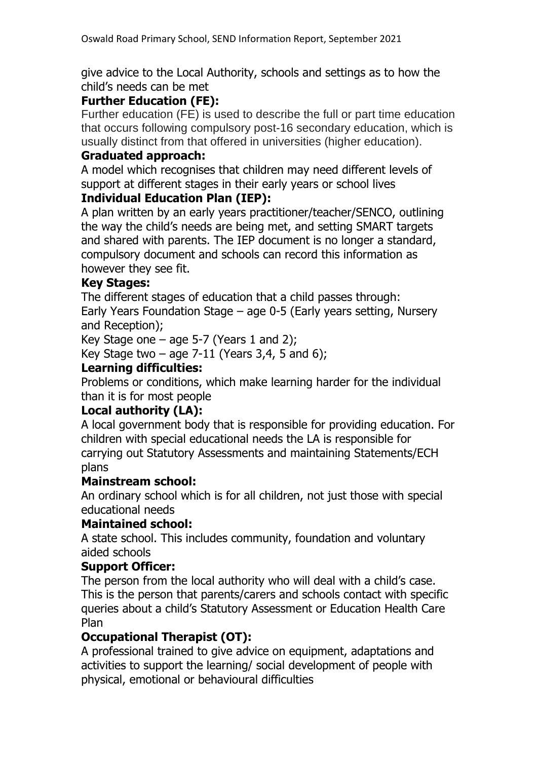give advice to the Local Authority, schools and settings as to how the child's needs can be met

**Further Education (FE):**

Further education (FE) is used to describe the full or part time education that occurs following compulsory post-16 secondary education, which is usually distinct from that offered in universities (higher education).

**Graduated approach:**

A model which recognises that children may need different levels of support at different stages in their early years or school lives

**Individual Education Plan (IEP):**

A plan written by an early years practitioner/teacher/SENCO, outlining the way the child's needs are being met, and setting SMART targets and shared with parents. The IEP document is no longer a standard, compulsory document and schools can record this information as however they see fit.

**Key Stages:**

The different stages of education that a child passes through:

Early Years Foundation Stage – age 0-5 (Early years setting, Nursery and Reception);

Key Stage one – age 5-7 (Years 1 and 2);

Key Stage two – age 7-11 (Years 3,4, 5 and 6);

**Learning difficulties:**

Problems or conditions, which make learning harder for the individual than it is for most people

**Local authority (LA):**

A local government body that is responsible for providing education. For children with special educational needs the LA is responsible for carrying out Statutory Assessments and maintaining Statements/ECH plans

**Mainstream school:**

An ordinary school which is for all children, not just those with special educational needs

**Maintained school:**

A state school. This includes community, foundation and voluntary aided schools

**Support Officer:**

The person from the local authority who will deal with a child's case. This is the person that parents/carers and schools contact with specific queries about a child's Statutory Assessment or Education Health Care Plan

**Occupational Therapist (OT):**

A professional trained to give advice on equipment, adaptations and activities to support the learning/ social development of people with physical, emotional or behavioural difficulties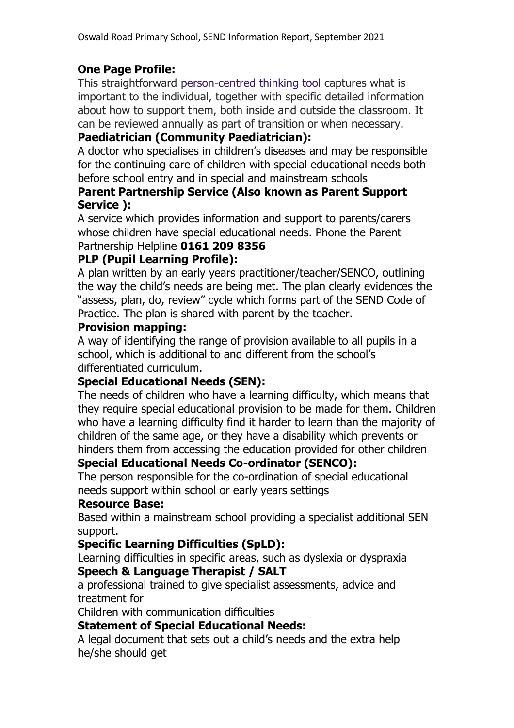**One Page Profile:**
This straightforward person-centred thinking tool captures what is important to the individual, together with specific detailed information about how to support them, both inside and outside the classroom. It can be reviewed annually as part of transition or when necessary.

**Paediatrician (Community Paediatrician):**
A doctor who specialises in children's diseases and may be responsible for the continuing care of children with special educational needs both before school entry and in special and mainstream schools

**Parent Partnership Service (Also known as Parent Support Service ):**
A service which provides information and support to parents/carers whose children have special educational needs. Phone the Parent Partnership Helpline **0161 209 8356**

**PLP (Pupil Learning Profile):**
A plan written by an early years practitioner/teacher/SENCO, outlining the way the child's needs are being met. The plan clearly evidences the "assess, plan, do, review" cycle which forms part of the SEND Code of Practice. The plan is shared with parent by the teacher.

**Provision mapping:**
A way of identifying the range of provision available to all pupils in a school, which is additional to and different from the school's differentiated curriculum.

**Special Educational Needs (SEN):**
The needs of children who have a learning difficulty, which means that they require special educational provision to be made for them. Children who have a learning difficulty find it harder to learn than the majority of children of the same age, or they have a disability which prevents or hinders them from accessing the education provided for other children

**Special Educational Needs Co-ordinator (SENCO):**
The person responsible for the co-ordination of special educational needs support within school or early years settings

**Resource Base:**
Based within a mainstream school providing a specialist additional SEN support.

**Specific Learning Difficulties (SpLD):**
Learning difficulties in specific areas, such as dyslexia or dyspraxia

**Speech & Language Therapist / SALT**
a professional trained to give specialist assessments, advice and treatment for
Children with communication difficulties

**Statement of Special Educational Needs:**
A legal document that sets out a child's needs and the extra help he/she should get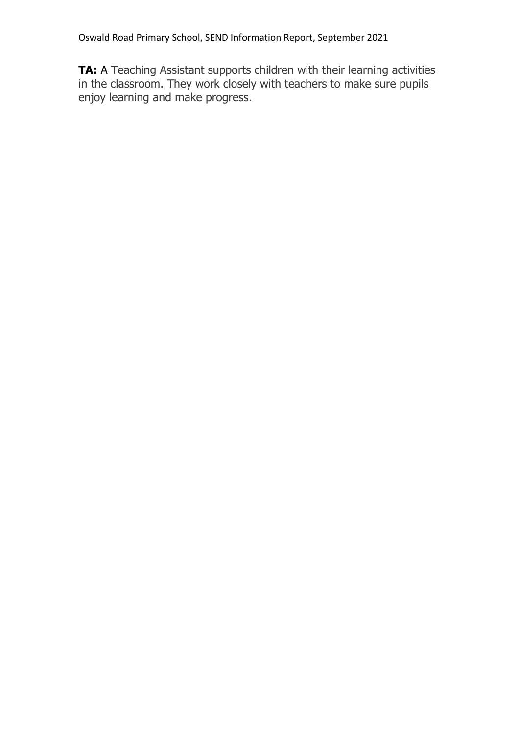**TA:** A Teaching Assistant supports children with their learning activities in the classroom. They work closely with teachers to make sure pupils enjoy learning and make progress.